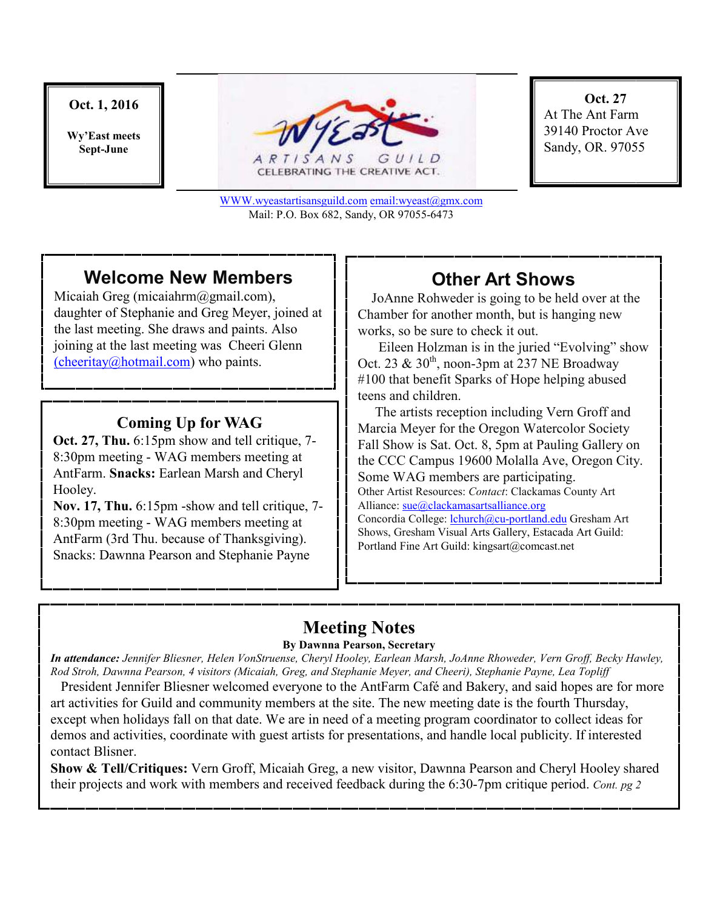**Oct. 1, 2016**

**Wy'East meets Sept-June**

WY'EAST ARTISANS GUILD
CELEBRATING THE CREATIVE ACT.

**Oct. 27**
At The Ant Farm
39140 Proctor Ave
Sandy, OR. 97055

WWW.wyeastartisansguild.com email:wyeast@gmx.com
Mail: P.O. Box 682, Sandy, OR 97055-6473

## Welcome New Members

Micaiah Greg (micaiahrm@gmail.com), daughter of Stephanie and Greg Meyer, joined at the last meeting. She draws and paints. Also joining at the last meeting was Cheeri Glenn (cheeritay@hotmail.com) who paints.

## Coming Up for WAG

**Oct. 27, Thu.** 6:15pm show and tell critique, 7-8:30pm meeting - WAG members meeting at AntFarm. **Snacks:** Earlean Marsh and Cheryl Hooley.

**Nov. 17, Thu.** 6:15pm -show and tell critique, 7-8:30pm meeting - WAG members meeting at AntFarm (3rd Thu. because of Thanksgiving). Snacks: Dawnna Pearson and Stephanie Payne

## Other Art Shows

JoAnne Rohweder is going to be held over at the Chamber for another month, but is hanging new works, so be sure to check it out.

Eileen Holzman is in the juried "Evolving" show Oct. 23 & 30th, noon-3pm at 237 NE Broadway #100 that benefit Sparks of Hope helping abused teens and children.

The artists reception including Vern Groff and Marcia Meyer for the Oregon Watercolor Society Fall Show is Sat. Oct. 8, 5pm at Pauling Gallery on the CCC Campus 19600 Molalla Ave, Oregon City. Some WAG members are participating.

Other Artist Resources: *Contact*: Clackamas County Art Alliance: sue@clackamasartsalliance.org
Concordia College: lchurch@cu-portland.edu Gresham Art Shows, Gresham Visual Arts Gallery, Estacada Art Guild: Portland Fine Art Guild: kingsart@comcast.net

## Meeting Notes

**By Dawnna Pearson, Secretary**

***In attendance:*** *Jennifer Bliesner, Helen VonStruense, Cheryl Hooley, Earlean Marsh, JoAnne Rhoweder, Vern Groff, Becky Hawley, Rod Stroh, Dawnna Pearson, 4 visitors (Micaiah, Greg, and Stephanie Meyer, and Cheeri), Stephanie Payne, Lea Topliff*

President Jennifer Bliesner welcomed everyone to the AntFarm Café and Bakery, and said hopes are for more art activities for Guild and community members at the site. The new meeting date is the fourth Thursday, except when holidays fall on that date. We are in need of a meeting program coordinator to collect ideas for demos and activities, coordinate with guest artists for presentations, and handle local publicity. If interested contact Blisner.

**Show & Tell/Critiques:** Vern Groff, Micaiah Greg, a new visitor, Dawnna Pearson and Cheryl Hooley shared their projects and work with members and received feedback during the 6:30-7pm critique period. *Cont. pg 2*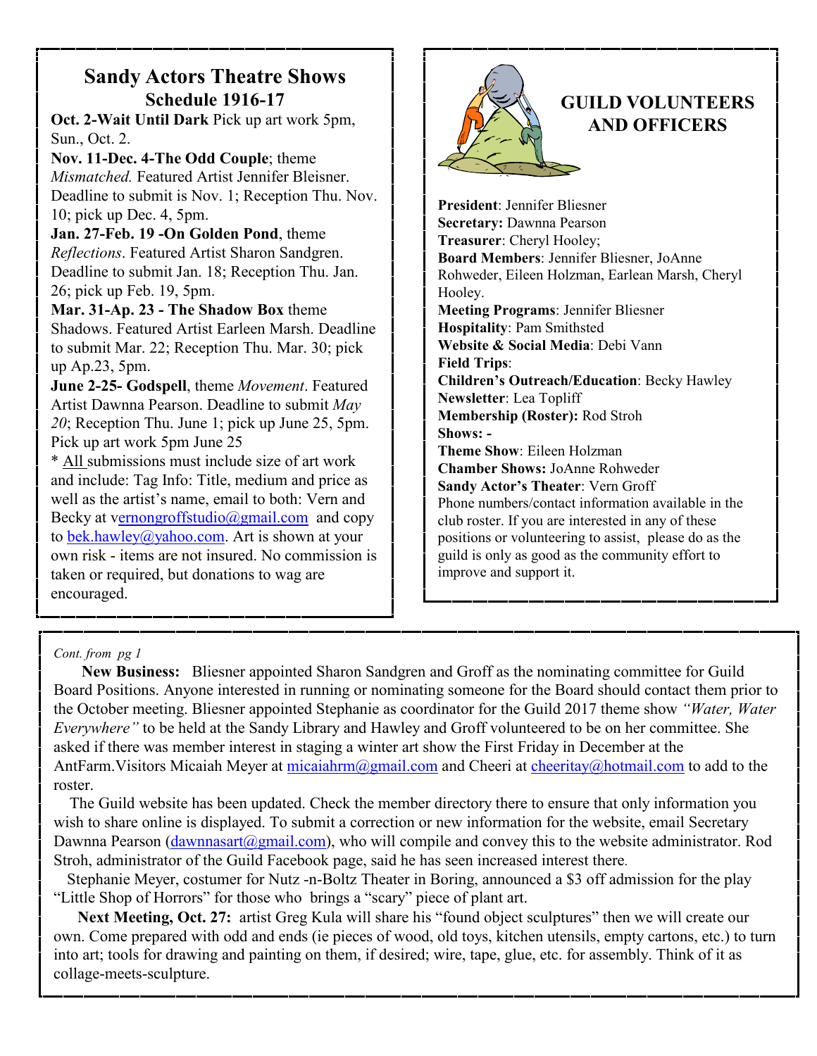## Sandy Actors Theatre Shows
### Schedule 1916-17

**Oct. 2-Wait Until Dark** Pick up art work 5pm, Sun., Oct. 2.

**Nov. 11-Dec. 4-The Odd Couple**; theme *Mismatched.* Featured Artist Jennifer Bleisner. Deadline to submit is Nov. 1; Reception Thu. Nov. 10; pick up Dec. 4, 5pm.

**Jan. 27-Feb. 19 -On Golden Pond**, theme *Reflections*. Featured Artist Sharon Sandgren. Deadline to submit Jan. 18; Reception Thu. Jan. 26; pick up Feb. 19, 5pm.

**Mar. 31-Ap. 23 - The Shadow Box** theme Shadows. Featured Artist Earleen Marsh. Deadline to submit Mar. 22; Reception Thu. Mar. 30; pick up Ap.23, 5pm.

**June 2-25- Godspell**, theme *Movement*. Featured Artist Dawnna Pearson. Deadline to submit *May 20*; Reception Thu. June 1; pick up June 25, 5pm. Pick up art work 5pm June 25

* All submissions must include size of art work and include: Tag Info: Title, medium and price as well as the artist's name, email to both: Vern and Becky at vernongroffstudio@gmail.com and copy to bek.hawley@yahoo.com. Art is shown at your own risk - items are not insured. No commission is taken or required, but donations to wag are encouraged.

## GUILD VOLUNTEERS AND OFFICERS

**President**: Jennifer Bliesner
**Secretary:** Dawnna Pearson
**Treasurer**: Cheryl Hooley;
**Board Members**: Jennifer Bliesner, JoAnne Rohweder, Eileen Holzman, Earlean Marsh, Cheryl Hooley.
**Meeting Programs**: Jennifer Bliesner
**Hospitality**: Pam Smithsted
**Website & Social Media**: Debi Vann
**Field Trips**:
**Children's Outreach/Education**: Becky Hawley
**Newsletter**: Lea Topliff
**Membership (Roster):** Rod Stroh
**Shows: -**
**Theme Show**: Eileen Holzman
**Chamber Shows:** JoAnne Rohweder
**Sandy Actor's Theater**: Vern Groff

Phone numbers/contact information available in the club roster. If you are interested in any of these positions or volunteering to assist, please do as the guild is only as good as the community effort to improve and support it.

*Cont. from pg 1*

**New Business:** Bliesner appointed Sharon Sandgren and Groff as the nominating committee for Guild Board Positions. Anyone interested in running or nominating someone for the Board should contact them prior to the October meeting. Bliesner appointed Stephanie as coordinator for the Guild 2017 theme show *"Water, Water Everywhere"* to be held at the Sandy Library and Hawley and Groff volunteered to be on her committee. She asked if there was member interest in staging a winter art show the First Friday in December at the AntFarm.Visitors Micaiah Meyer at micaiahrm@gmail.com and Cheeri at cheeritay@hotmail.com to add to the roster.

The Guild website has been updated. Check the member directory there to ensure that only information you wish to share online is displayed. To submit a correction or new information for the website, email Secretary Dawnna Pearson (dawnnasart@gmail.com), who will compile and convey this to the website administrator. Rod Stroh, administrator of the Guild Facebook page, said he has seen increased interest there.

Stephanie Meyer, costumer for Nutz -n-Boltz Theater in Boring, announced a $3 off admission for the play "Little Shop of Horrors" for those who brings a "scary" piece of plant art.

**Next Meeting, Oct. 27:** artist Greg Kula will share his "found object sculptures" then we will create our own. Come prepared with odd and ends (ie pieces of wood, old toys, kitchen utensils, empty cartons, etc.) to turn into art; tools for drawing and painting on them, if desired; wire, tape, glue, etc. for assembly. Think of it as collage-meets-sculpture.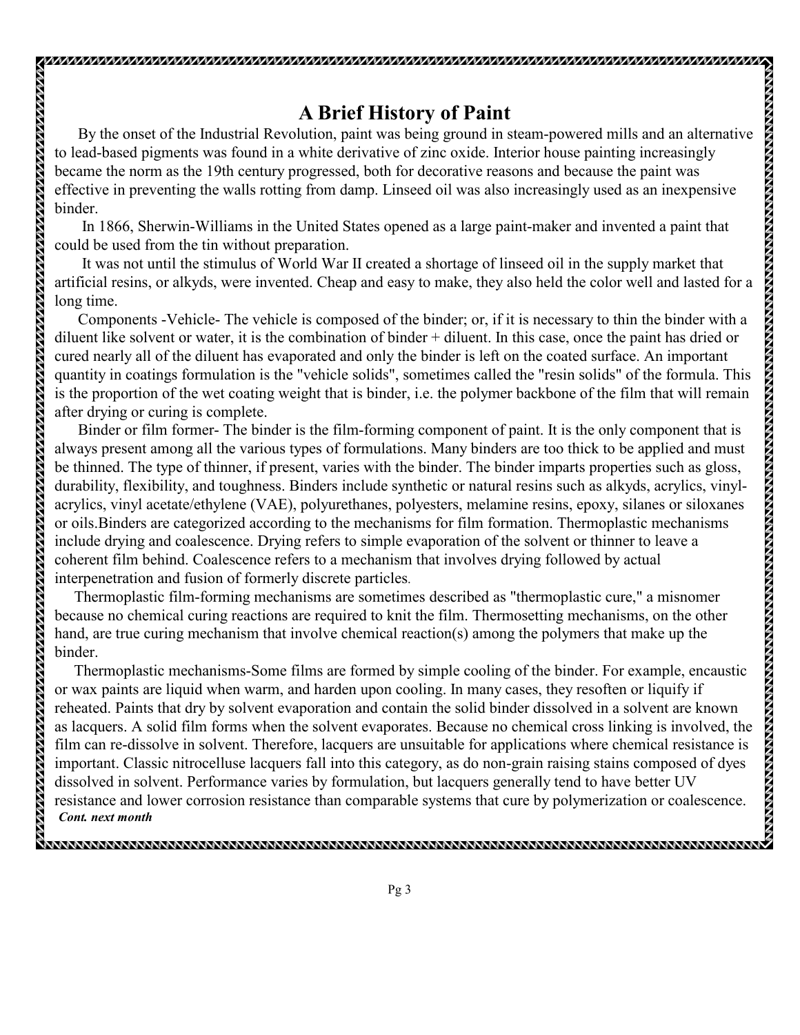# A Brief History of Paint

By the onset of the Industrial Revolution, paint was being ground in steam-powered mills and an alternative to lead-based pigments was found in a white derivative of zinc oxide. Interior house painting increasingly became the norm as the 19th century progressed, both for decorative reasons and because the paint was effective in preventing the walls rotting from damp. Linseed oil was also increasingly used as an inexpensive binder.

In 1866, Sherwin-Williams in the United States opened as a large paint-maker and invented a paint that could be used from the tin without preparation.

It was not until the stimulus of World War II created a shortage of linseed oil in the supply market that artificial resins, or alkyds, were invented. Cheap and easy to make, they also held the color well and lasted for a long time.

Components -Vehicle- The vehicle is composed of the binder; or, if it is necessary to thin the binder with a diluent like solvent or water, it is the combination of binder + diluent. In this case, once the paint has dried or cured nearly all of the diluent has evaporated and only the binder is left on the coated surface. An important quantity in coatings formulation is the "vehicle solids", sometimes called the "resin solids" of the formula. This is the proportion of the wet coating weight that is binder, i.e. the polymer backbone of the film that will remain after drying or curing is complete.

Binder or film former- The binder is the film-forming component of paint. It is the only component that is always present among all the various types of formulations. Many binders are too thick to be applied and must be thinned. The type of thinner, if present, varies with the binder. The binder imparts properties such as gloss, durability, flexibility, and toughness. Binders include synthetic or natural resins such as alkyds, acrylics, vinyl-acrylics, vinyl acetate/ethylene (VAE), polyurethanes, polyesters, melamine resins, epoxy, silanes or siloxanes or oils.Binders are categorized according to the mechanisms for film formation. Thermoplastic mechanisms include drying and coalescence. Drying refers to simple evaporation of the solvent or thinner to leave a coherent film behind. Coalescence refers to a mechanism that involves drying followed by actual interpenetration and fusion of formerly discrete particles.

Thermoplastic film-forming mechanisms are sometimes described as "thermoplastic cure," a misnomer because no chemical curing reactions are required to knit the film. Thermosetting mechanisms, on the other hand, are true curing mechanism that involve chemical reaction(s) among the polymers that make up the binder.

Thermoplastic mechanisms-Some films are formed by simple cooling of the binder. For example, encaustic or wax paints are liquid when warm, and harden upon cooling. In many cases, they resoften or liquify if reheated. Paints that dry by solvent evaporation and contain the solid binder dissolved in a solvent are known as lacquers. A solid film forms when the solvent evaporates. Because no chemical cross linking is involved, the film can re-dissolve in solvent. Therefore, lacquers are unsuitable for applications where chemical resistance is important. Classic nitrocelluse lacquers fall into this category, as do non-grain raising stains composed of dyes dissolved in solvent. Performance varies by formulation, but lacquers generally tend to have better UV resistance and lower corrosion resistance than comparable systems that cure by polymerization or coalescence.

***Cont. next month***